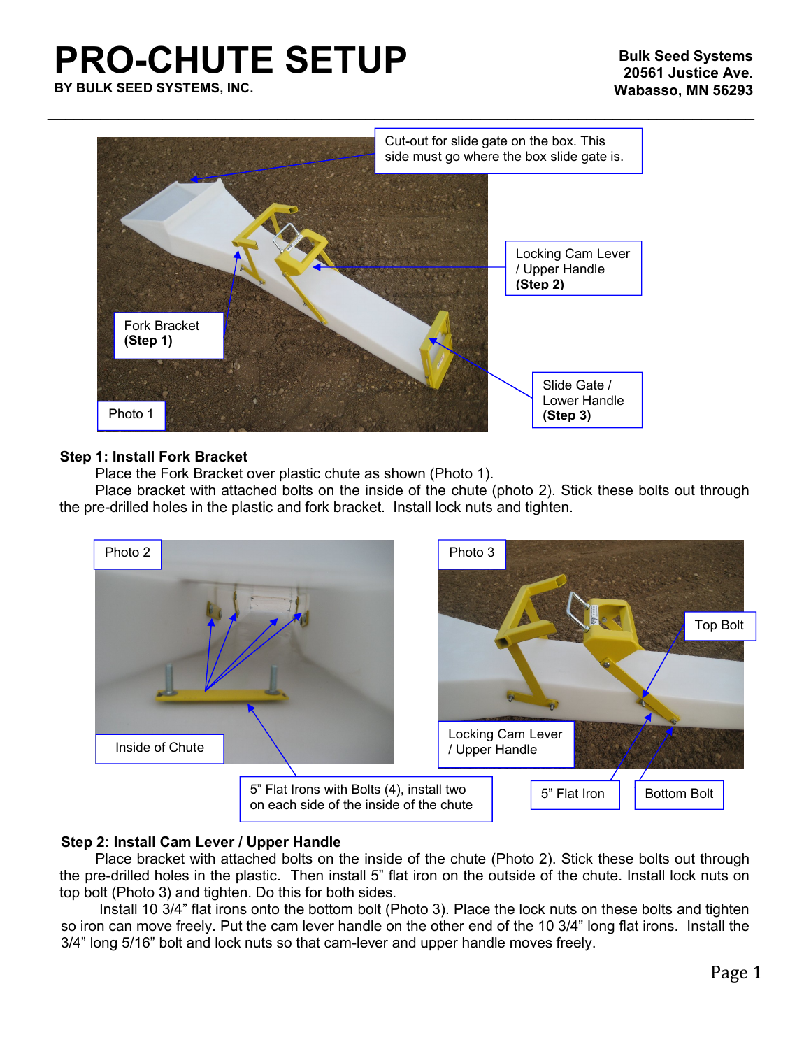# PRO-CHUTE SETUP

**BY BULK SEED SYSTEMS, INC.**

**Bulk Seed Systems**
**20561 Justice Ave.**
**Wabasso, MN 56293**

---

Cut-out for slide gate on the box. This side must go where the box slide gate is.

Locking Cam Lever / Upper Handle **(Step 2)**

Fork Bracket **(Step 1)**

Slide Gate / Lower Handle **(Step 3)**

Photo 1

**Step 1: Install Fork Bracket**

Place the Fork Bracket over plastic chute as shown (Photo 1).

Place bracket with attached bolts on the inside of the chute (photo 2). Stick these bolts out through the pre-drilled holes in the plastic and fork bracket. Install lock nuts and tighten.

Photo 2

Inside of Chute

5" Flat Irons with Bolts (4), install two on each side of the inside of the chute

Photo 3

Top Bolt

Locking Cam Lever / Upper Handle

5" Flat Iron

Bottom Bolt

**Step 2: Install Cam Lever / Upper Handle**

Place bracket with attached bolts on the inside of the chute (Photo 2). Stick these bolts out through the pre-drilled holes in the plastic. Then install 5" flat iron on the outside of the chute. Install lock nuts on top bolt (Photo 3) and tighten. Do this for both sides.

Install 10 3/4" flat irons onto the bottom bolt (Photo 3). Place the lock nuts on these bolts and tighten so iron can move freely. Put the cam lever handle on the other end of the 10 3/4" long flat irons. Install the 3/4" long 5/16" bolt and lock nuts so that cam-lever and upper handle moves freely.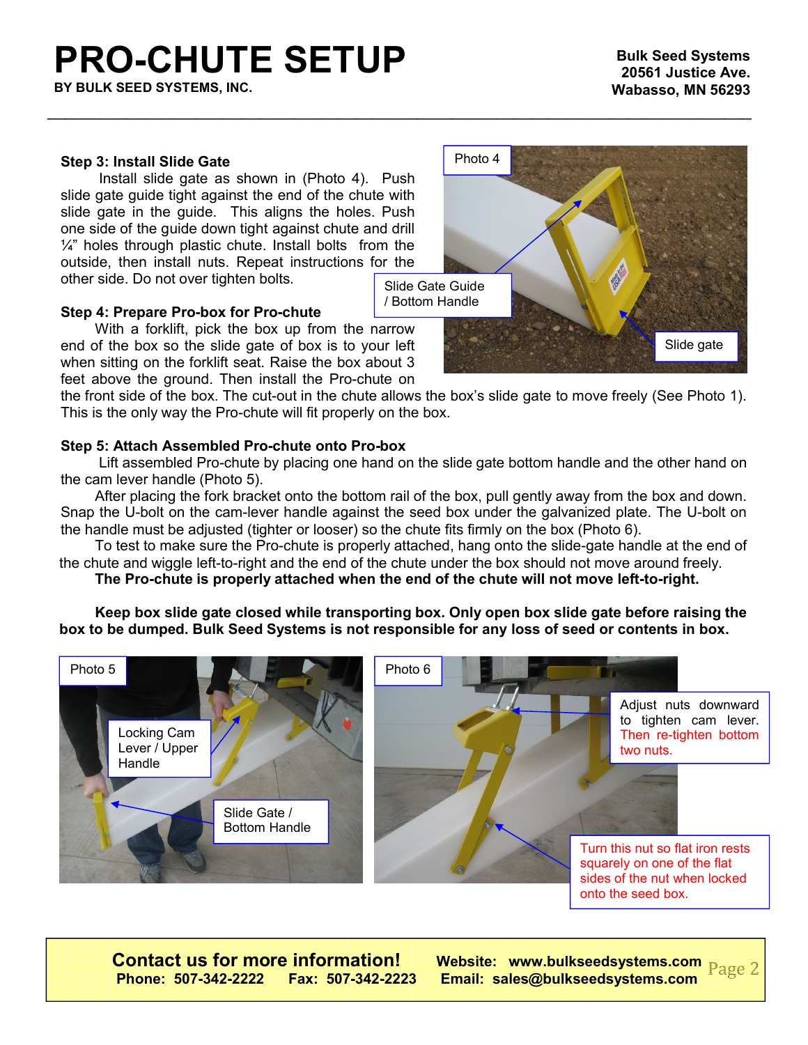# PRO-CHUTE SETUP

**BY BULK SEED SYSTEMS, INC.**

**Bulk Seed Systems**
**20561 Justice Ave.**
**Wabasso, MN 56293**

---

**Step 3: Install Slide Gate**

Install slide gate as shown in (Photo 4). Push slide gate guide tight against the end of the chute with slide gate in the guide. This aligns the holes. Push one side of the guide down tight against chute and drill ¼" holes through plastic chute. Install bolts from the outside, then install nuts. Repeat instructions for the other side. Do not over tighten bolts.

Photo 4

Slide Gate Guide / Bottom Handle

Slide gate

**Step 4: Prepare Pro-box for Pro-chute**

With a forklift, pick the box up from the narrow end of the box so the slide gate of box is to your left when sitting on the forklift seat. Raise the box about 3 feet above the ground. Then install the Pro-chute on the front side of the box. The cut-out in the chute allows the box's slide gate to move freely (See Photo 1). This is the only way the Pro-chute will fit properly on the box.

**Step 5: Attach Assembled Pro-chute onto Pro-box**

Lift assembled Pro-chute by placing one hand on the slide gate bottom handle and the other hand on the cam lever handle (Photo 5).

After placing the fork bracket onto the bottom rail of the box, pull gently away from the box and down. Snap the U-bolt on the cam-lever handle against the seed box under the galvanized plate. The U-bolt on the handle must be adjusted (tighter or looser) so the chute fits firmly on the box (Photo 6).

To test to make sure the Pro-chute is properly attached, hang onto the slide-gate handle at the end of the chute and wiggle left-to-right and the end of the chute under the box should not move around freely.

**The Pro-chute is properly attached when the end of the chute will not move left-to-right.**

**Keep box slide gate closed while transporting box. Only open box slide gate before raising the box to be dumped. Bulk Seed Systems is not responsible for any loss of seed or contents in box.**

Photo 5

Locking Cam Lever / Upper Handle

Slide Gate / Bottom Handle

Photo 6

Adjust nuts downward to tighten cam lever. Then re-tighten bottom two nuts.

Turn this nut so flat iron rests squarely on one of the flat sides of the nut when locked onto the seed box.

**Contact us for more information!** **Website: www.bulkseedsystems.com**
**Phone: 507-342-2222** **Fax: 507-342-2223** **Email: sales@bulkseedsystems.com**